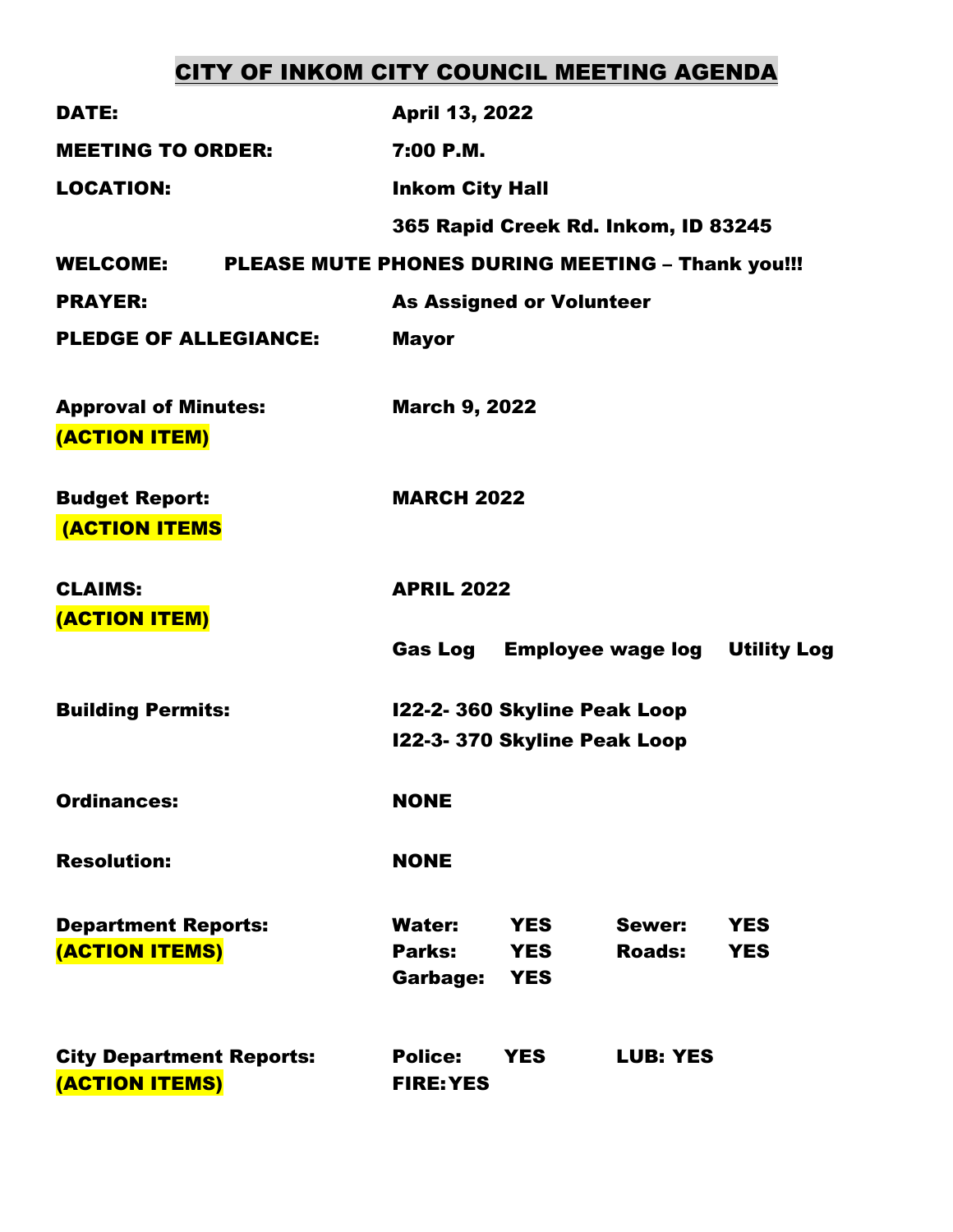# CITY OF INKOM CITY COUNCIL MEETING AGENDA

**DATE:** April 13, 2022

**MEETING TO ORDER:** 7:00 P.M.

**LOCATION:** Inkom City Hall
365 Rapid Creek Rd. Inkom, ID 83245

**WELCOME:** PLEASE MUTE PHONES DURING MEETING – Thank you!!!

**PRAYER:** As Assigned or Volunteer

**PLEDGE OF ALLEGIANCE:** Mayor

**Approval of Minutes:** March 9, 2022
**(ACTION ITEM)**

**Budget Report:** MARCH 2022
**(ACTION ITEMS**

**CLAIMS:** APRIL 2022
**(ACTION ITEM)**

Gas Log  Employee wage log  Utility Log

**Building Permits:**
- I22-2- 360 Skyline Peak Loop
- I22-3- 370 Skyline Peak Loop

**Ordinances:** NONE

**Resolution:** NONE

**Department Reports:**
**(ACTION ITEMS)**

Water: YES  Sewer: YES
Parks: YES  Roads: YES
Garbage: YES

**City Department Reports:**
**(ACTION ITEMS)**

Police: YES  LUB: YES
FIRE: YES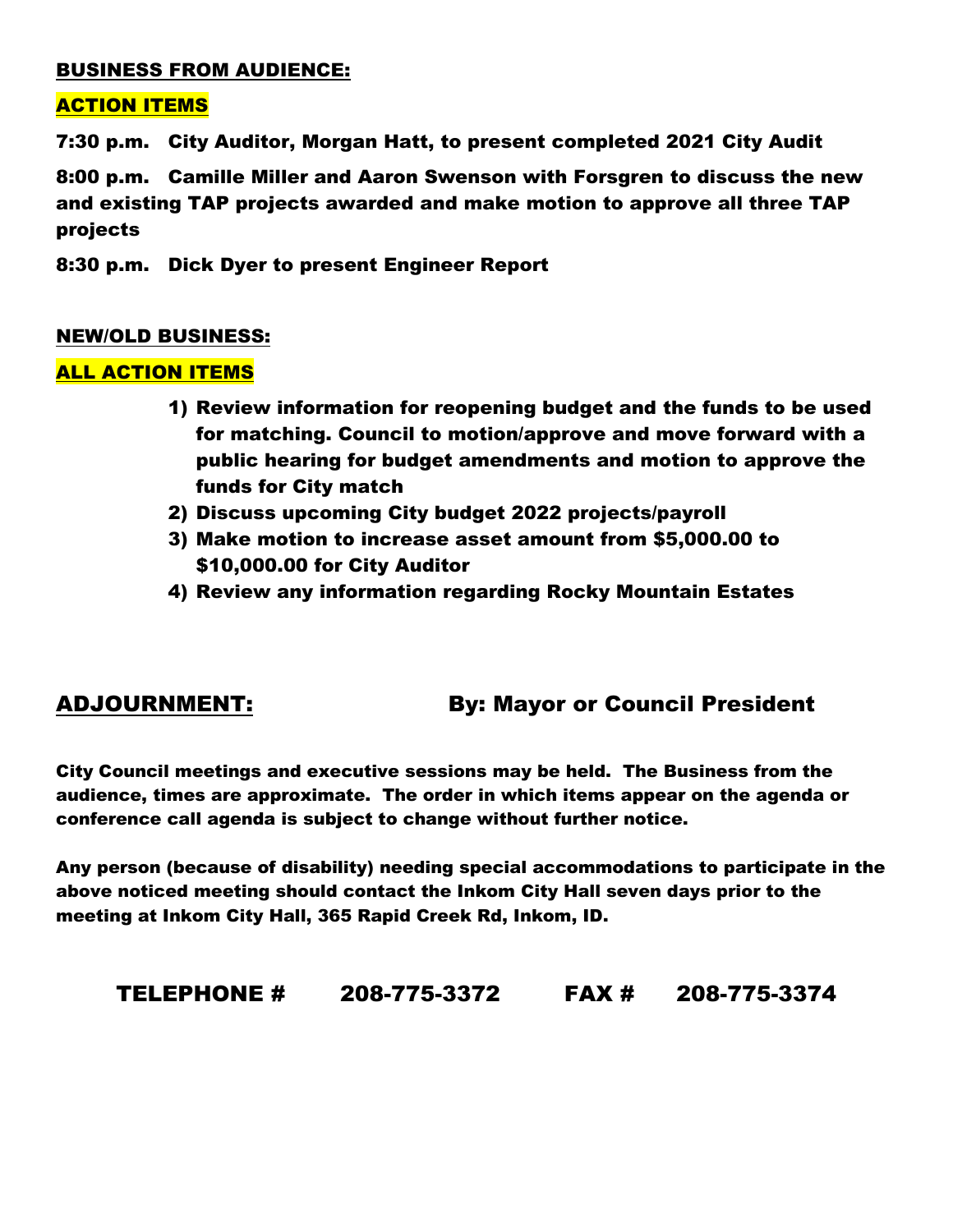**BUSINESS FROM AUDIENCE:**

**ACTION ITEMS**

**7:30 p.m. City Auditor, Morgan Hatt, to present completed 2021 City Audit**

**8:00 p.m. Camille Miller and Aaron Swenson with Forsgren to discuss the new and existing TAP projects awarded and make motion to approve all three TAP projects**

**8:30 p.m. Dick Dyer to present Engineer Report**

**NEW/OLD BUSINESS:**

**ALL ACTION ITEMS**

1) **Review information for reopening budget and the funds to be used for matching. Council to motion/approve and move forward with a public hearing for budget amendments and motion to approve the funds for City match**
2) **Discuss upcoming City budget 2022 projects/payroll**
3) **Make motion to increase asset amount from $5,000.00 to $10,000.00 for City Auditor**
4) **Review any information regarding Rocky Mountain Estates**

## ADJOURNMENT: By: Mayor or Council President

**City Council meetings and executive sessions may be held. The Business from the audience, times are approximate. The order in which items appear on the agenda or conference call agenda is subject to change without further notice.**

**Any person (because of disability) needing special accommodations to participate in the above noticed meeting should contact the Inkom City Hall seven days prior to the meeting at Inkom City Hall, 365 Rapid Creek Rd, Inkom, ID.**

**TELEPHONE # 208-775-3372 FAX # 208-775-3374**